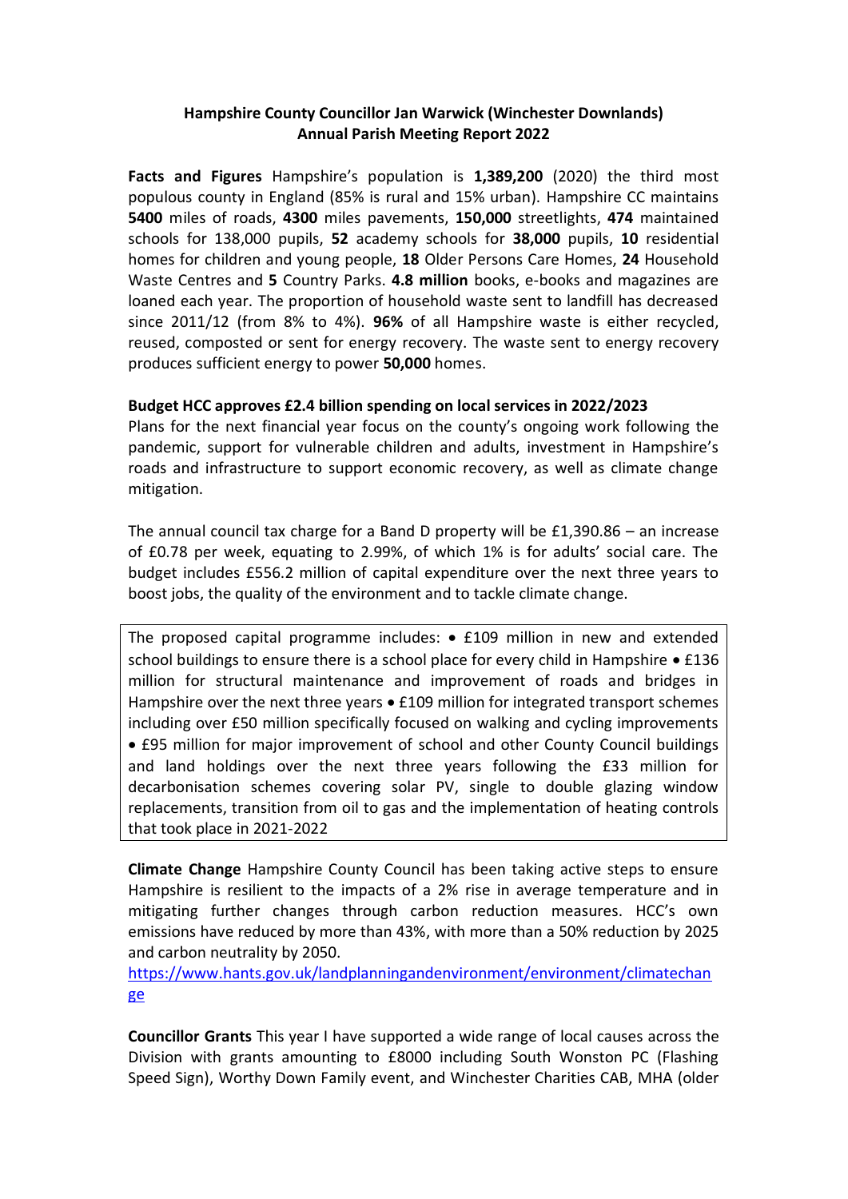**Hampshire County Councillor Jan Warwick (Winchester Downlands)**
**Annual Parish Meeting Report 2022**

**Facts and Figures** Hampshire's population is **1,389,200** (2020) the third most populous county in England (85% is rural and 15% urban). Hampshire CC maintains **5400** miles of roads, **4300** miles pavements, **150,000** streetlights, **474** maintained schools for 138,000 pupils, **52** academy schools for **38,000** pupils, **10** residential homes for children and young people, **18** Older Persons Care Homes, **24** Household Waste Centres and **5** Country Parks. **4.8 million** books, e-books and magazines are loaned each year. The proportion of household waste sent to landfill has decreased since 2011/12 (from 8% to 4%). **96%** of all Hampshire waste is either recycled, reused, composted or sent for energy recovery. The waste sent to energy recovery produces sufficient energy to power **50,000** homes.

**Budget HCC approves £2.4 billion spending on local services in 2022/2023**
Plans for the next financial year focus on the county's ongoing work following the pandemic, support for vulnerable children and adults, investment in Hampshire's roads and infrastructure to support economic recovery, as well as climate change mitigation.

The annual council tax charge for a Band D property will be £1,390.86 – an increase of £0.78 per week, equating to 2.99%, of which 1% is for adults' social care. The budget includes £556.2 million of capital expenditure over the next three years to boost jobs, the quality of the environment and to tackle climate change.

The proposed capital programme includes:

- £109 million in new and extended school buildings to ensure there is a school place for every child in Hampshire
- £136 million for structural maintenance and improvement of roads and bridges in Hampshire over the next three years
- £109 million for integrated transport schemes including over £50 million specifically focused on walking and cycling improvements
- £95 million for major improvement of school and other County Council buildings and land holdings over the next three years following the £33 million for decarbonisation schemes covering solar PV, single to double glazing window replacements, transition from oil to gas and the implementation of heating controls that took place in 2021-2022

**Climate Change** Hampshire County Council has been taking active steps to ensure Hampshire is resilient to the impacts of a 2% rise in average temperature and in mitigating further changes through carbon reduction measures. HCC's own emissions have reduced by more than 43%, with more than a 50% reduction by 2025 and carbon neutrality by 2050.
https://www.hants.gov.uk/landplanningandenvironment/environment/climatechange

**Councillor Grants** This year I have supported a wide range of local causes across the Division with grants amounting to £8000 including South Wonston PC (Flashing Speed Sign), Worthy Down Family event, and Winchester Charities CAB, MHA (older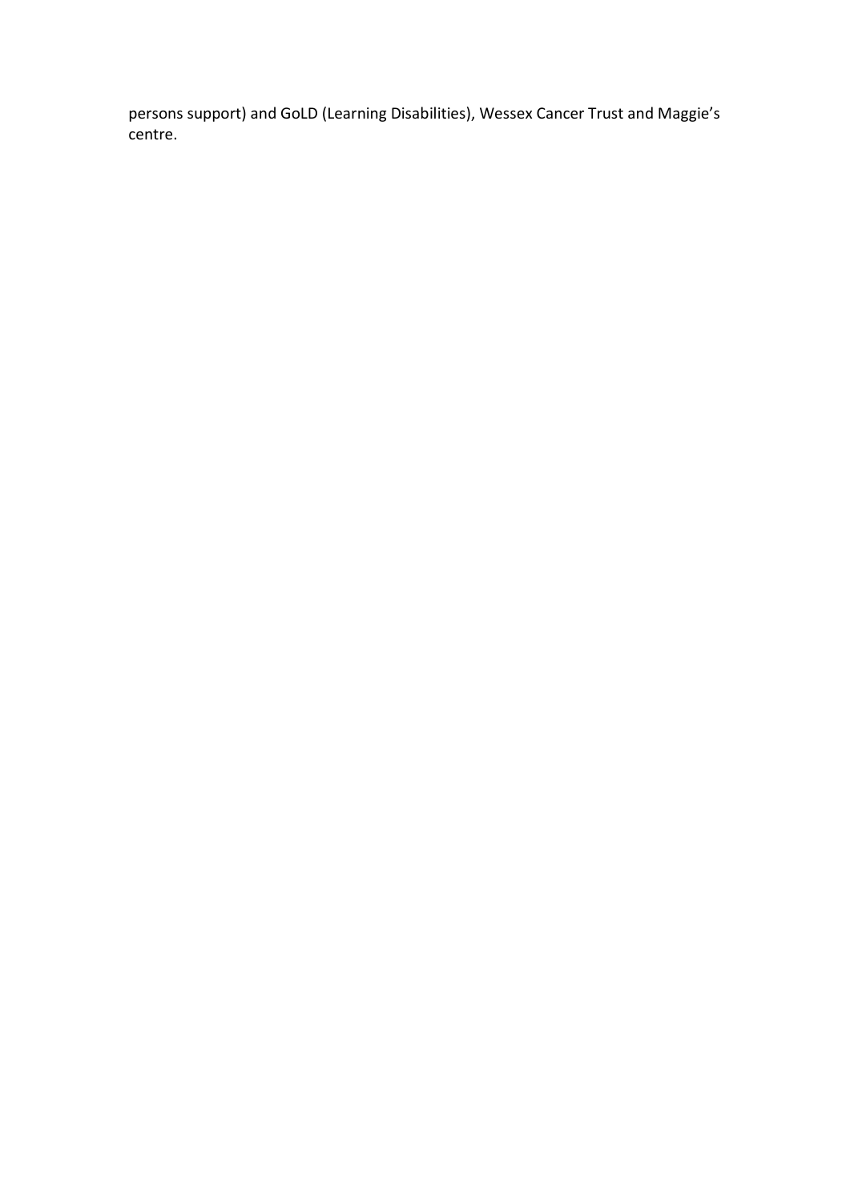persons support) and GoLD (Learning Disabilities), Wessex Cancer Trust and Maggie's centre.